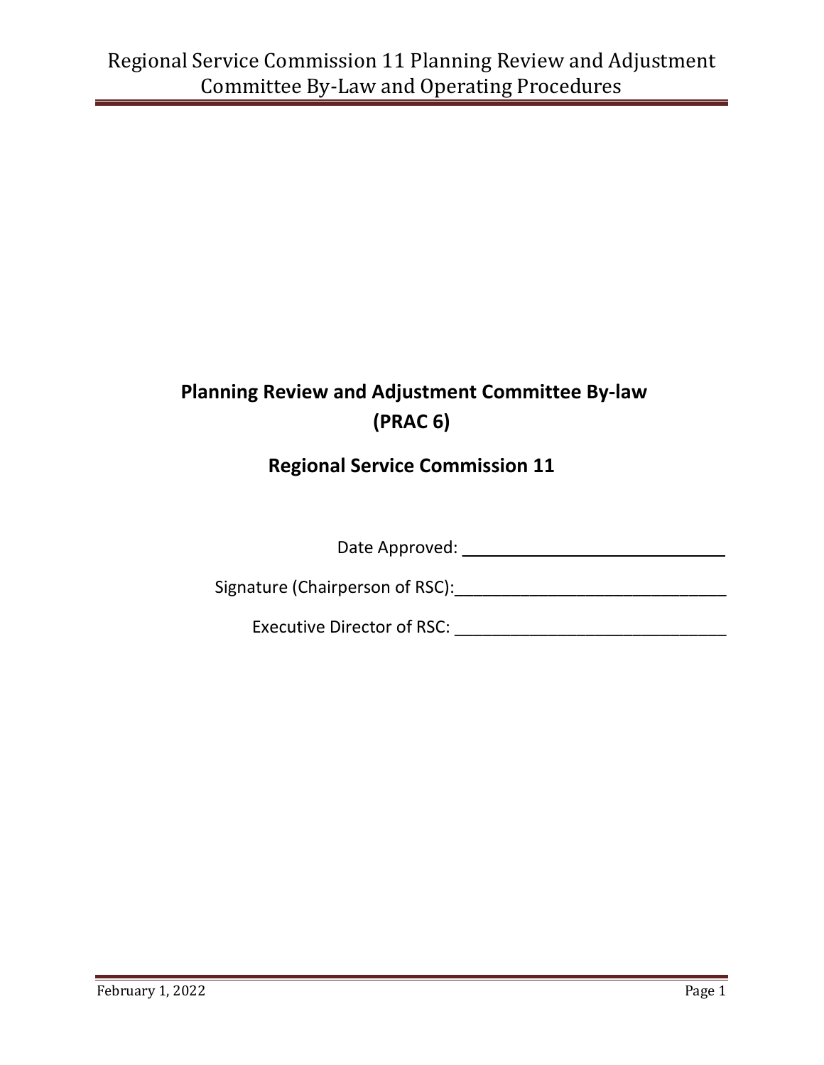# Planning Review and Adjustment Committee By-law (PRAC 6)

## Regional Service Commission 11

Date Approved: ______________________________

Signature (Chairperson of RSC):______________________________

Executive Director of RSC: ______________________________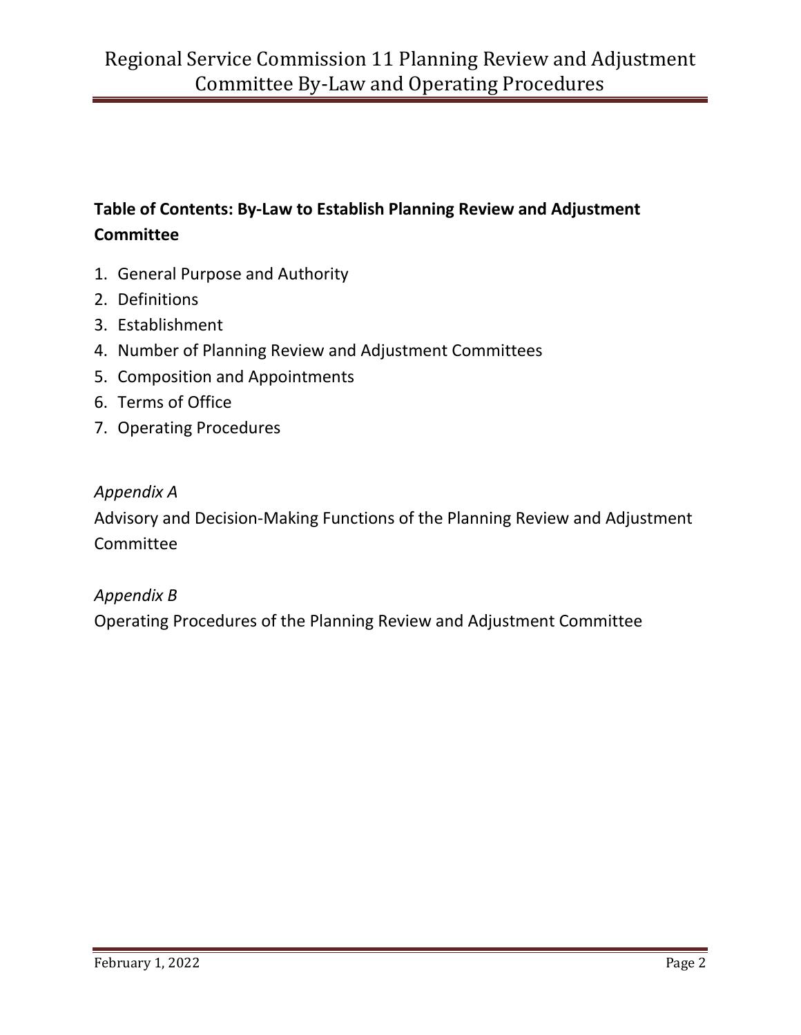**Table of Contents: By-Law to Establish Planning Review and Adjustment Committee**

1. General Purpose and Authority
2. Definitions
3. Establishment
4. Number of Planning Review and Adjustment Committees
5. Composition and Appointments
6. Terms of Office
7. Operating Procedures

*Appendix A*

Advisory and Decision-Making Functions of the Planning Review and Adjustment Committee

*Appendix B*

Operating Procedures of the Planning Review and Adjustment Committee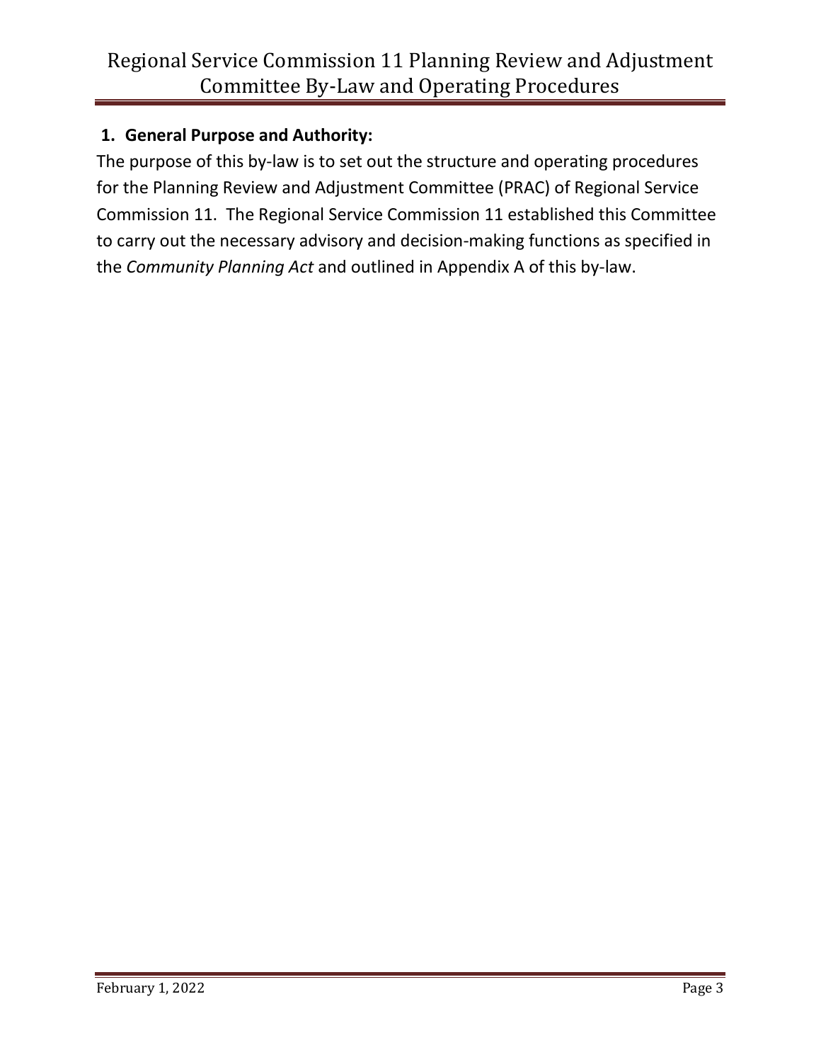## 1. General Purpose and Authority:

The purpose of this by-law is to set out the structure and operating procedures for the Planning Review and Adjustment Committee (PRAC) of Regional Service Commission 11. The Regional Service Commission 11 established this Committee to carry out the necessary advisory and decision-making functions as specified in the *Community Planning Act* and outlined in Appendix A of this by-law.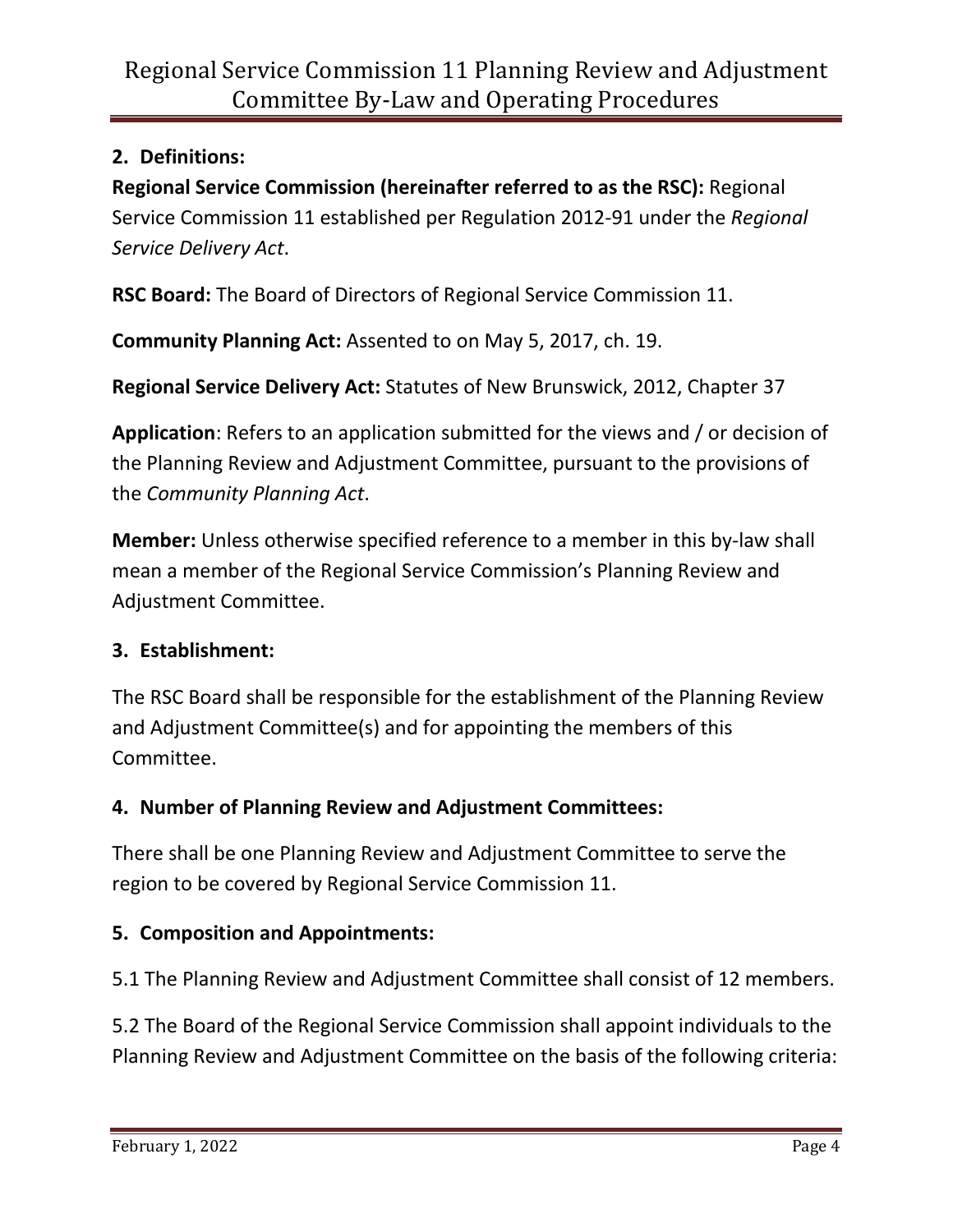## 2. Definitions:

**Regional Service Commission (hereinafter referred to as the RSC):** Regional Service Commission 11 established per Regulation 2012-91 under the *Regional Service Delivery Act*.

**RSC Board:** The Board of Directors of Regional Service Commission 11.

**Community Planning Act:** Assented to on May 5, 2017, ch. 19.

**Regional Service Delivery Act:** Statutes of New Brunswick, 2012, Chapter 37

**Application**: Refers to an application submitted for the views and / or decision of the Planning Review and Adjustment Committee, pursuant to the provisions of the *Community Planning Act*.

**Member:** Unless otherwise specified reference to a member in this by-law shall mean a member of the Regional Service Commission's Planning Review and Adjustment Committee.

## 3. Establishment:

The RSC Board shall be responsible for the establishment of the Planning Review and Adjustment Committee(s) and for appointing the members of this Committee.

## 4. Number of Planning Review and Adjustment Committees:

There shall be one Planning Review and Adjustment Committee to serve the region to be covered by Regional Service Commission 11.

## 5. Composition and Appointments:

5.1 The Planning Review and Adjustment Committee shall consist of 12 members.

5.2 The Board of the Regional Service Commission shall appoint individuals to the Planning Review and Adjustment Committee on the basis of the following criteria: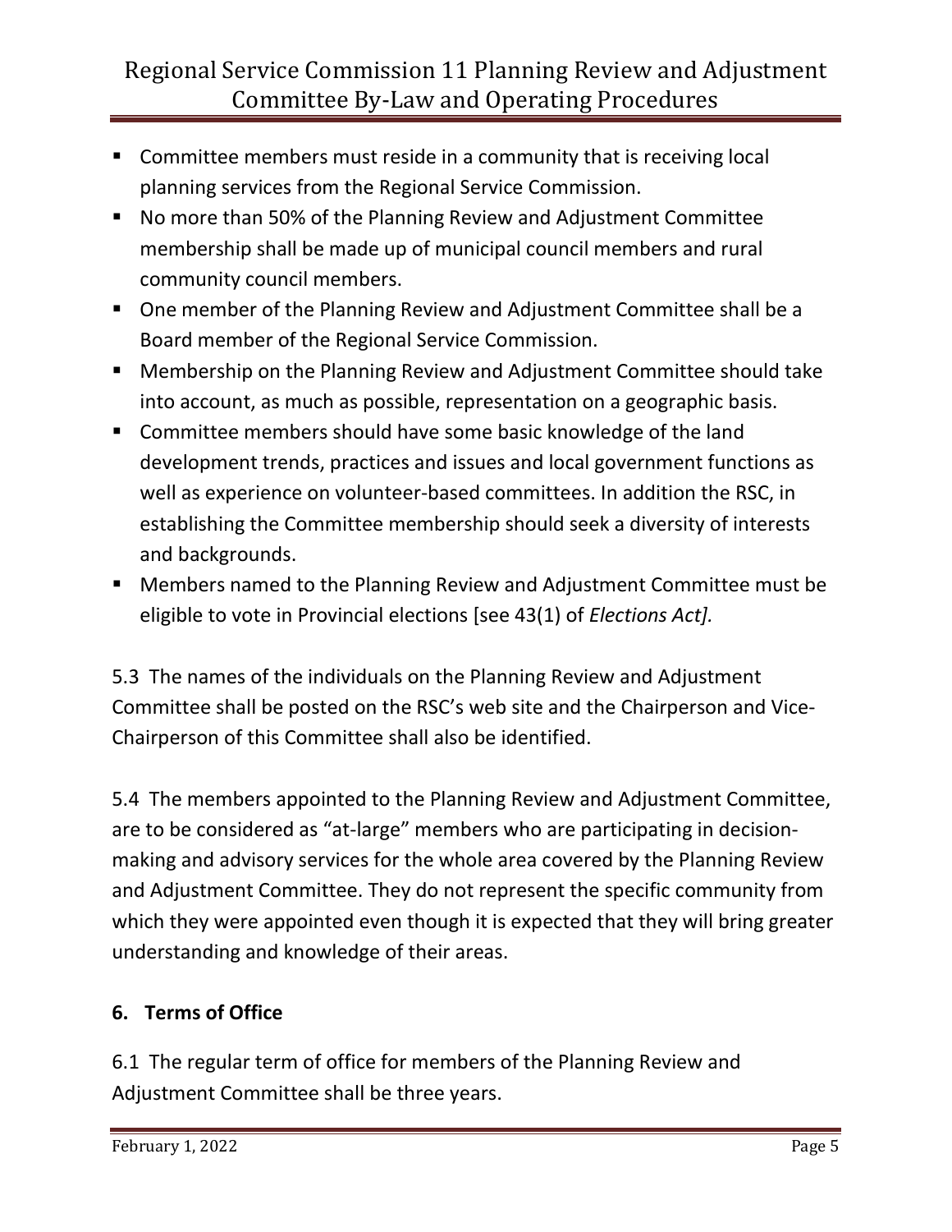- Committee members must reside in a community that is receiving local planning services from the Regional Service Commission.
- No more than 50% of the Planning Review and Adjustment Committee membership shall be made up of municipal council members and rural community council members.
- One member of the Planning Review and Adjustment Committee shall be a Board member of the Regional Service Commission.
- Membership on the Planning Review and Adjustment Committee should take into account, as much as possible, representation on a geographic basis.
- Committee members should have some basic knowledge of the land development trends, practices and issues and local government functions as well as experience on volunteer-based committees. In addition the RSC, in establishing the Committee membership should seek a diversity of interests and backgrounds.
- Members named to the Planning Review and Adjustment Committee must be eligible to vote in Provincial elections [see 43(1) of *Elections Act].*

5.3 The names of the individuals on the Planning Review and Adjustment Committee shall be posted on the RSC's web site and the Chairperson and Vice-Chairperson of this Committee shall also be identified.

5.4 The members appointed to the Planning Review and Adjustment Committee, are to be considered as "at-large" members who are participating in decision-making and advisory services for the whole area covered by the Planning Review and Adjustment Committee. They do not represent the specific community from which they were appointed even though it is expected that they will bring greater understanding and knowledge of their areas.

## 6. Terms of Office

6.1 The regular term of office for members of the Planning Review and Adjustment Committee shall be three years.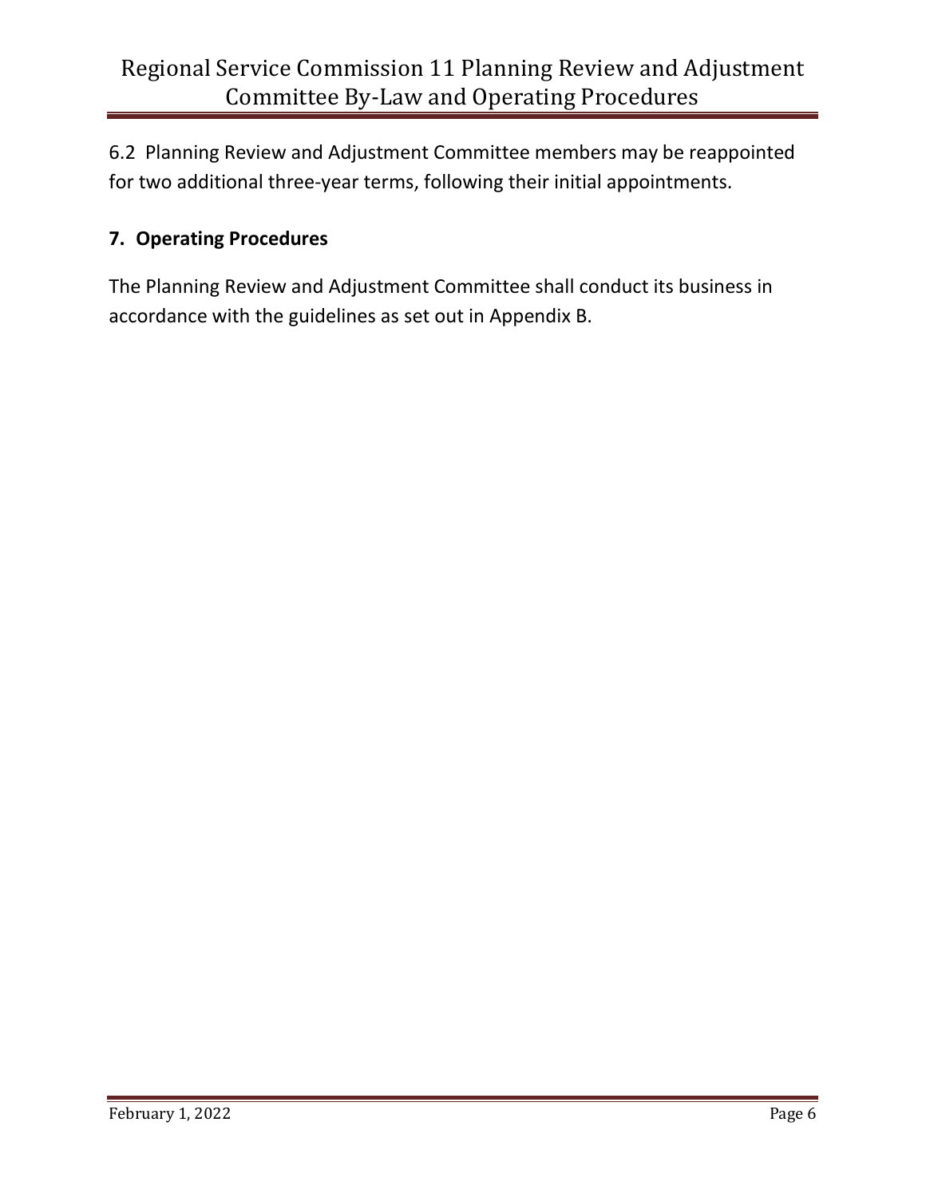6.2 Planning Review and Adjustment Committee members may be reappointed for two additional three-year terms, following their initial appointments.

## 7. Operating Procedures

The Planning Review and Adjustment Committee shall conduct its business in accordance with the guidelines as set out in Appendix B.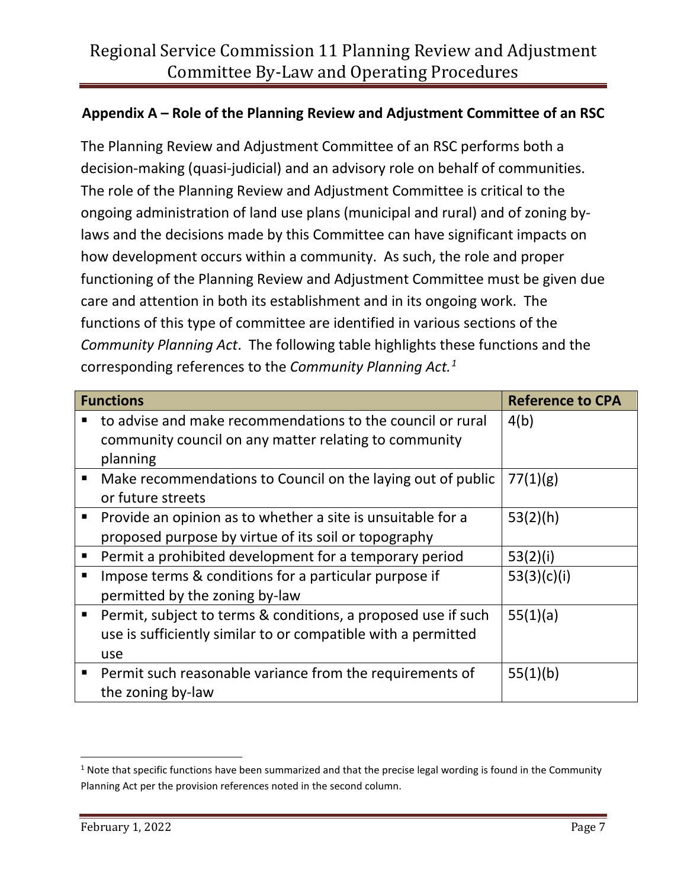## Appendix A – Role of the Planning Review and Adjustment Committee of an RSC

The Planning Review and Adjustment Committee of an RSC performs both a decision-making (quasi-judicial) and an advisory role on behalf of communities. The role of the Planning Review and Adjustment Committee is critical to the ongoing administration of land use plans (municipal and rural) and of zoning by-laws and the decisions made by this Committee can have significant impacts on how development occurs within a community. As such, the role and proper functioning of the Planning Review and Adjustment Committee must be given due care and attention in both its establishment and in its ongoing work. The functions of this type of committee are identified in various sections of the *Community Planning Act*. The following table highlights these functions and the corresponding references to the *Community Planning Act.*[1]

| Functions | Reference to CPA |
|---|---|
| ▪ to advise and make recommendations to the council or rural community council on any matter relating to community planning | 4(b) |
| ▪ Make recommendations to Council on the laying out of public or future streets | 77(1)(g) |
| ▪ Provide an opinion as to whether a site is unsuitable for a proposed purpose by virtue of its soil or topography | 53(2)(h) |
| ▪ Permit a prohibited development for a temporary period | 53(2)(i) |
| ▪ Impose terms & conditions for a particular purpose if permitted by the zoning by-law | 53(3)(c)(i) |
| ▪ Permit, subject to terms & conditions, a proposed use if such use is sufficiently similar to or compatible with a permitted use | 55(1)(a) |
| ▪ Permit such reasonable variance from the requirements of the zoning by-law | 55(1)(b) |

[1] Note that specific functions have been summarized and that the precise legal wording is found in the Community Planning Act per the provision references noted in the second column.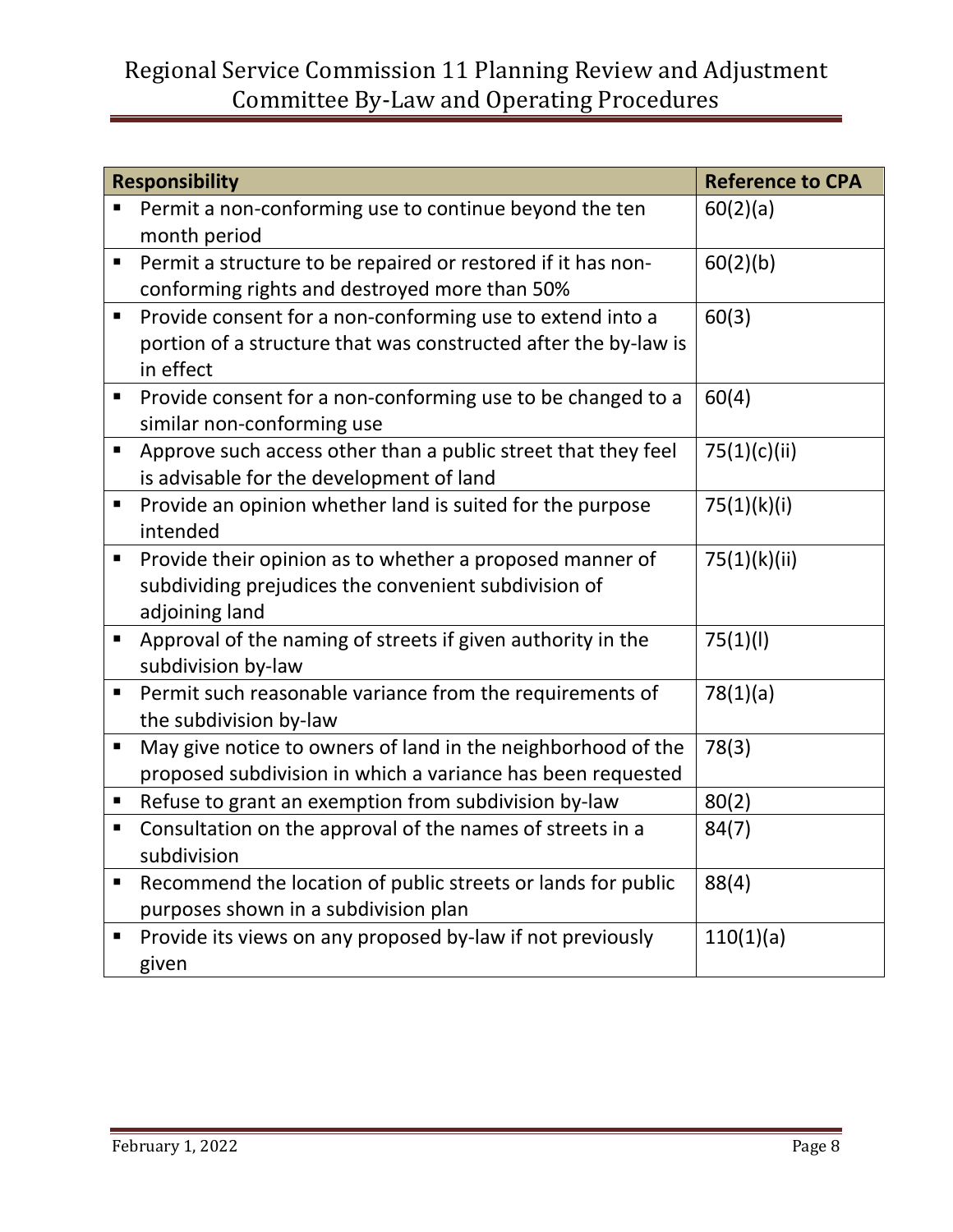| Responsibility | Reference to CPA |
| --- | --- |
| ▪ Permit a non-conforming use to continue beyond the ten month period | 60(2)(a) |
| ▪ Permit a structure to be repaired or restored if it has non-conforming rights and destroyed more than 50% | 60(2)(b) |
| ▪ Provide consent for a non-conforming use to extend into a portion of a structure that was constructed after the by-law is in effect | 60(3) |
| ▪ Provide consent for a non-conforming use to be changed to a similar non-conforming use | 60(4) |
| ▪ Approve such access other than a public street that they feel is advisable for the development of land | 75(1)(c)(ii) |
| ▪ Provide an opinion whether land is suited for the purpose intended | 75(1)(k)(i) |
| ▪ Provide their opinion as to whether a proposed manner of subdividing prejudices the convenient subdivision of adjoining land | 75(1)(k)(ii) |
| ▪ Approval of the naming of streets if given authority in the subdivision by-law | 75(1)(l) |
| ▪ Permit such reasonable variance from the requirements of the subdivision by-law | 78(1)(a) |
| ▪ May give notice to owners of land in the neighborhood of the proposed subdivision in which a variance has been requested | 78(3) |
| ▪ Refuse to grant an exemption from subdivision by-law | 80(2) |
| ▪ Consultation on the approval of the names of streets in a subdivision | 84(7) |
| ▪ Recommend the location of public streets or lands for public purposes shown in a subdivision plan | 88(4) |
| ▪ Provide its views on any proposed by-law if not previously given | 110(1)(a) |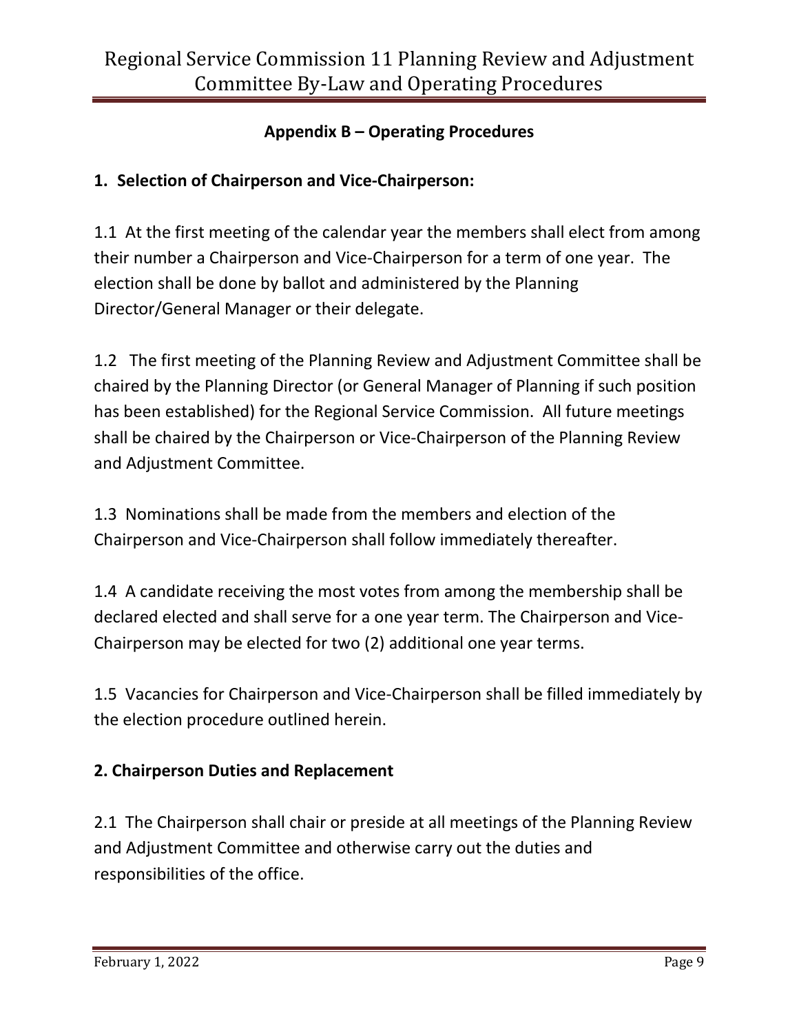## Appendix B – Operating Procedures

### 1. Selection of Chairperson and Vice-Chairperson:

1.1 At the first meeting of the calendar year the members shall elect from among their number a Chairperson and Vice-Chairperson for a term of one year. The election shall be done by ballot and administered by the Planning Director/General Manager or their delegate.

1.2 The first meeting of the Planning Review and Adjustment Committee shall be chaired by the Planning Director (or General Manager of Planning if such position has been established) for the Regional Service Commission. All future meetings shall be chaired by the Chairperson or Vice-Chairperson of the Planning Review and Adjustment Committee.

1.3 Nominations shall be made from the members and election of the Chairperson and Vice-Chairperson shall follow immediately thereafter.

1.4 A candidate receiving the most votes from among the membership shall be declared elected and shall serve for a one year term. The Chairperson and Vice-Chairperson may be elected for two (2) additional one year terms.

1.5 Vacancies for Chairperson and Vice-Chairperson shall be filled immediately by the election procedure outlined herein.

### 2. Chairperson Duties and Replacement

2.1 The Chairperson shall chair or preside at all meetings of the Planning Review and Adjustment Committee and otherwise carry out the duties and responsibilities of the office.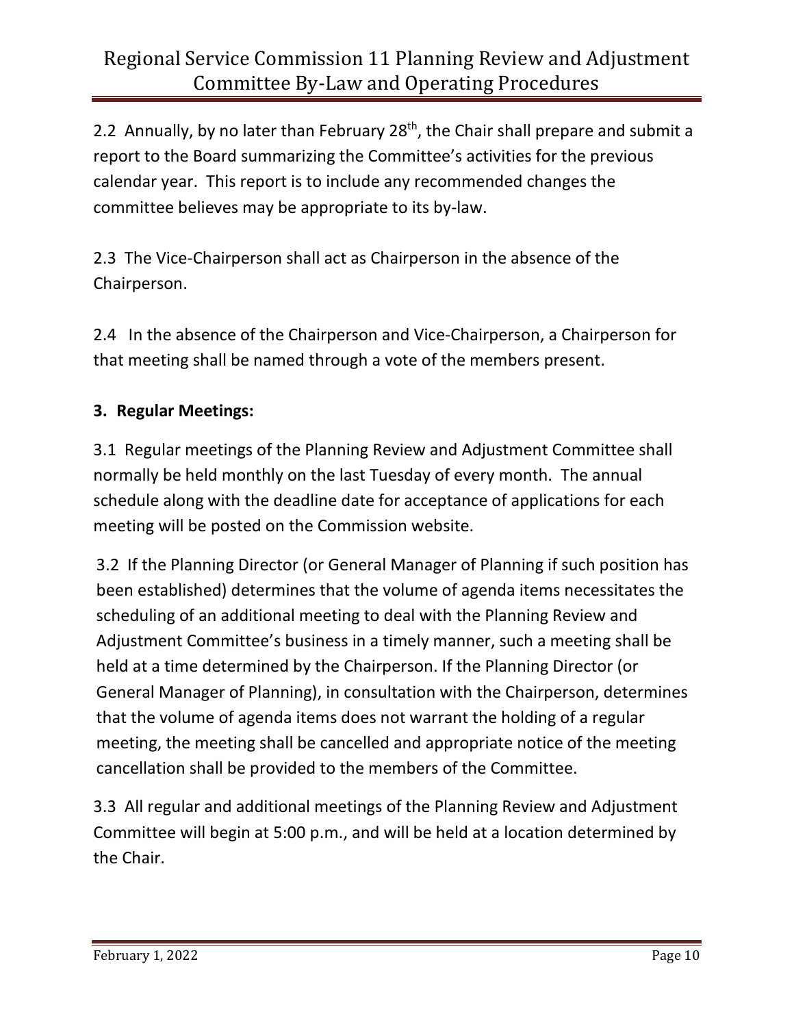2.2 Annually, by no later than February 28th, the Chair shall prepare and submit a report to the Board summarizing the Committee's activities for the previous calendar year. This report is to include any recommended changes the committee believes may be appropriate to its by-law.

2.3 The Vice-Chairperson shall act as Chairperson in the absence of the Chairperson.

2.4 In the absence of the Chairperson and Vice-Chairperson, a Chairperson for that meeting shall be named through a vote of the members present.

**3. Regular Meetings:**

3.1 Regular meetings of the Planning Review and Adjustment Committee shall normally be held monthly on the last Tuesday of every month. The annual schedule along with the deadline date for acceptance of applications for each meeting will be posted on the Commission website.

3.2 If the Planning Director (or General Manager of Planning if such position has been established) determines that the volume of agenda items necessitates the scheduling of an additional meeting to deal with the Planning Review and Adjustment Committee's business in a timely manner, such a meeting shall be held at a time determined by the Chairperson. If the Planning Director (or General Manager of Planning), in consultation with the Chairperson, determines that the volume of agenda items does not warrant the holding of a regular meeting, the meeting shall be cancelled and appropriate notice of the meeting cancellation shall be provided to the members of the Committee.

3.3 All regular and additional meetings of the Planning Review and Adjustment Committee will begin at 5:00 p.m., and will be held at a location determined by the Chair.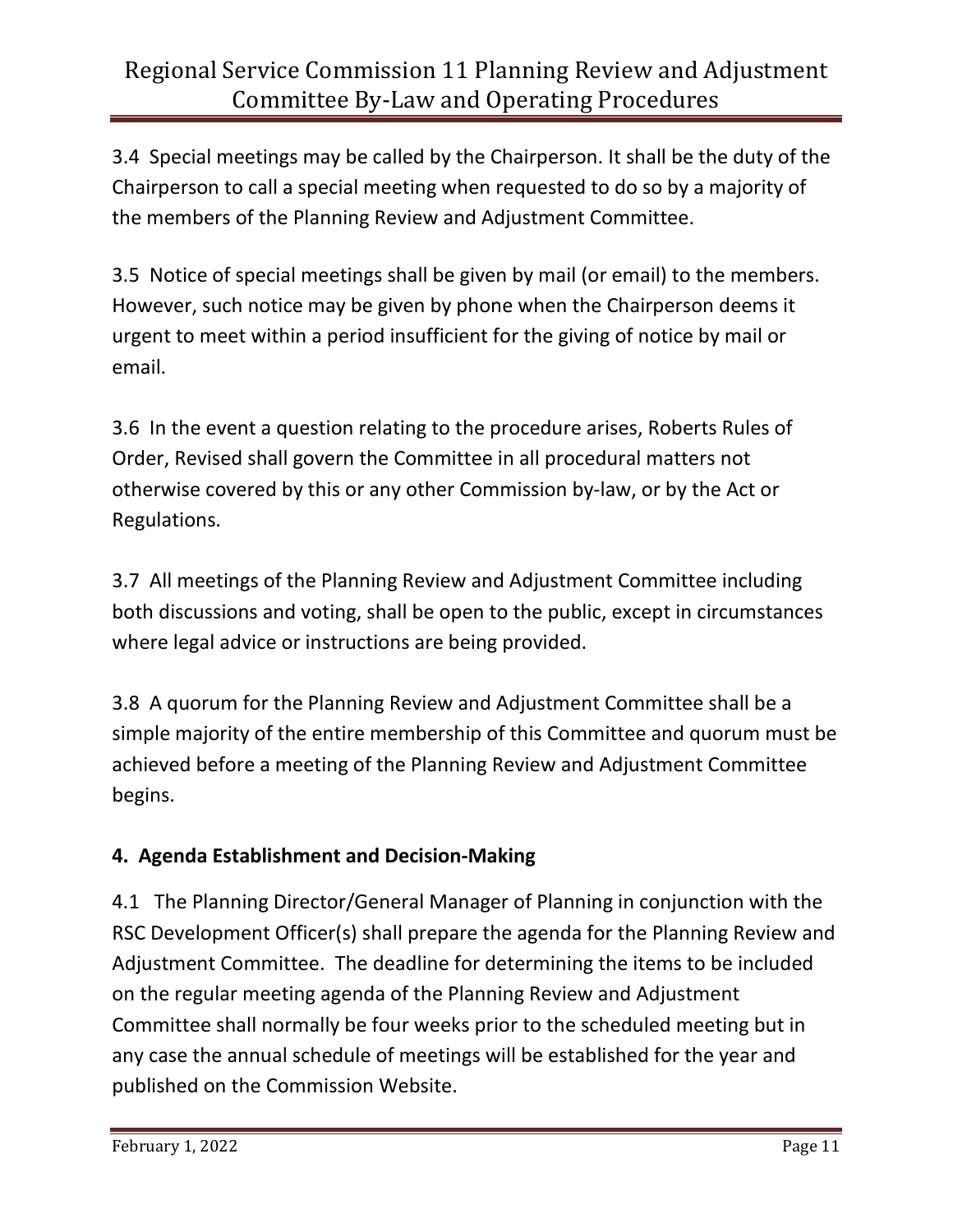3.4 Special meetings may be called by the Chairperson. It shall be the duty of the Chairperson to call a special meeting when requested to do so by a majority of the members of the Planning Review and Adjustment Committee.

3.5 Notice of special meetings shall be given by mail (or email) to the members. However, such notice may be given by phone when the Chairperson deems it urgent to meet within a period insufficient for the giving of notice by mail or email.

3.6 In the event a question relating to the procedure arises, Roberts Rules of Order, Revised shall govern the Committee in all procedural matters not otherwise covered by this or any other Commission by-law, or by the Act or Regulations.

3.7 All meetings of the Planning Review and Adjustment Committee including both discussions and voting, shall be open to the public, except in circumstances where legal advice or instructions are being provided.

3.8 A quorum for the Planning Review and Adjustment Committee shall be a simple majority of the entire membership of this Committee and quorum must be achieved before a meeting of the Planning Review and Adjustment Committee begins.

## 4. Agenda Establishment and Decision-Making

4.1 The Planning Director/General Manager of Planning in conjunction with the RSC Development Officer(s) shall prepare the agenda for the Planning Review and Adjustment Committee. The deadline for determining the items to be included on the regular meeting agenda of the Planning Review and Adjustment Committee shall normally be four weeks prior to the scheduled meeting but in any case the annual schedule of meetings will be established for the year and published on the Commission Website.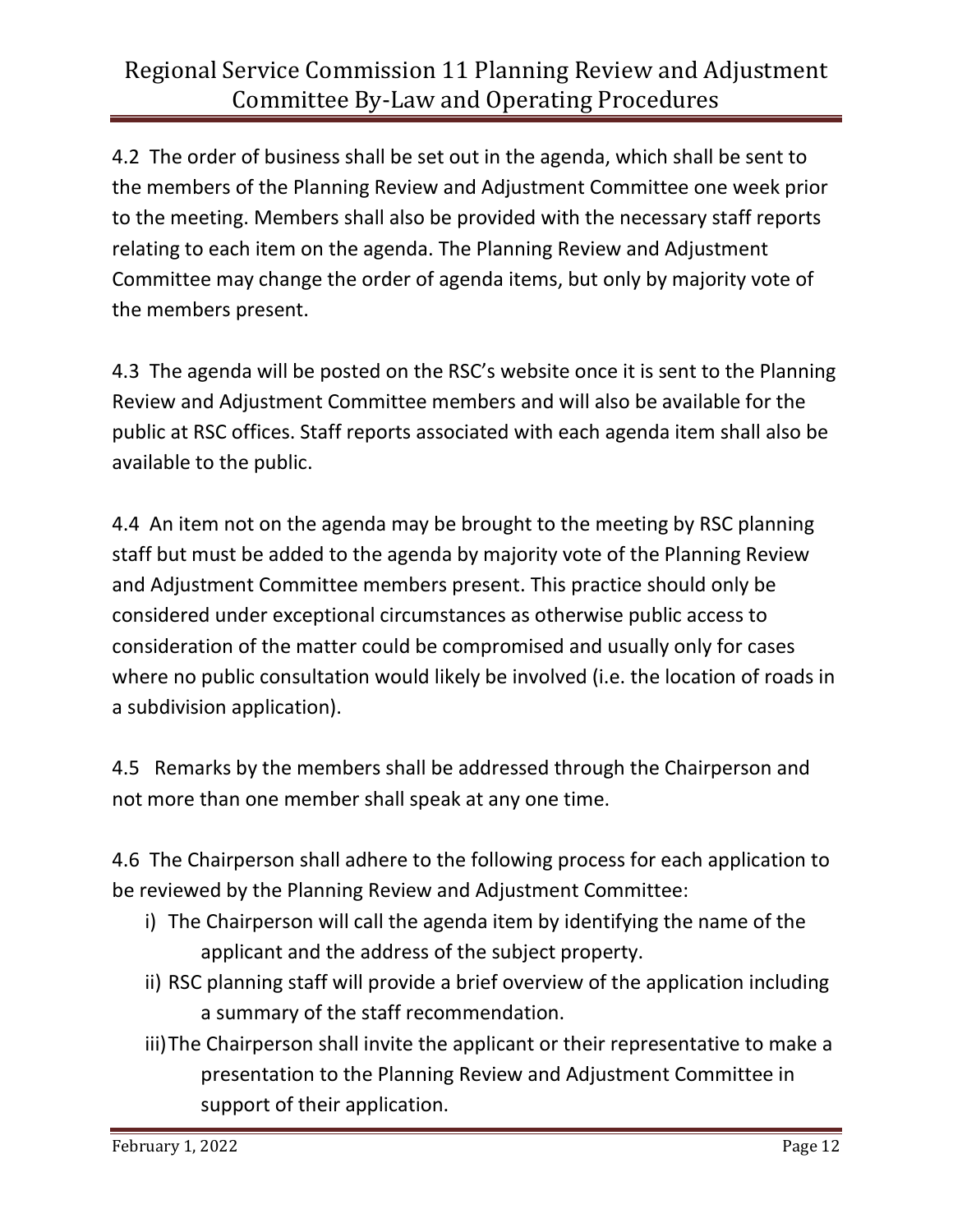4.2 The order of business shall be set out in the agenda, which shall be sent to the members of the Planning Review and Adjustment Committee one week prior to the meeting. Members shall also be provided with the necessary staff reports relating to each item on the agenda. The Planning Review and Adjustment Committee may change the order of agenda items, but only by majority vote of the members present.

4.3 The agenda will be posted on the RSC's website once it is sent to the Planning Review and Adjustment Committee members and will also be available for the public at RSC offices. Staff reports associated with each agenda item shall also be available to the public.

4.4 An item not on the agenda may be brought to the meeting by RSC planning staff but must be added to the agenda by majority vote of the Planning Review and Adjustment Committee members present. This practice should only be considered under exceptional circumstances as otherwise public access to consideration of the matter could be compromised and usually only for cases where no public consultation would likely be involved (i.e. the location of roads in a subdivision application).

4.5 Remarks by the members shall be addressed through the Chairperson and not more than one member shall speak at any one time.

4.6 The Chairperson shall adhere to the following process for each application to be reviewed by the Planning Review and Adjustment Committee:

i) The Chairperson will call the agenda item by identifying the name of the applicant and the address of the subject property.

ii) RSC planning staff will provide a brief overview of the application including a summary of the staff recommendation.

iii) The Chairperson shall invite the applicant or their representative to make a presentation to the Planning Review and Adjustment Committee in support of their application.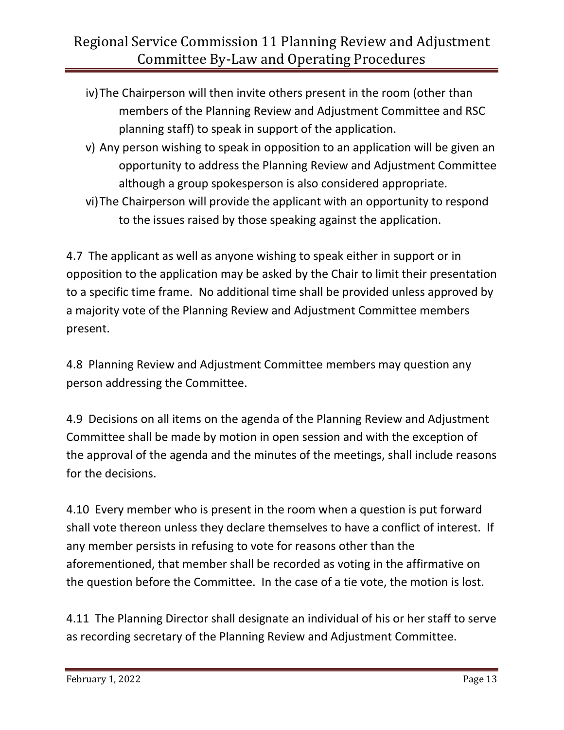iv) The Chairperson will then invite others present in the room (other than members of the Planning Review and Adjustment Committee and RSC planning staff) to speak in support of the application.

v) Any person wishing to speak in opposition to an application will be given an opportunity to address the Planning Review and Adjustment Committee although a group spokesperson is also considered appropriate.

vi) The Chairperson will provide the applicant with an opportunity to respond to the issues raised by those speaking against the application.

4.7 The applicant as well as anyone wishing to speak either in support or in opposition to the application may be asked by the Chair to limit their presentation to a specific time frame. No additional time shall be provided unless approved by a majority vote of the Planning Review and Adjustment Committee members present.

4.8 Planning Review and Adjustment Committee members may question any person addressing the Committee.

4.9 Decisions on all items on the agenda of the Planning Review and Adjustment Committee shall be made by motion in open session and with the exception of the approval of the agenda and the minutes of the meetings, shall include reasons for the decisions.

4.10 Every member who is present in the room when a question is put forward shall vote thereon unless they declare themselves to have a conflict of interest. If any member persists in refusing to vote for reasons other than the aforementioned, that member shall be recorded as voting in the affirmative on the question before the Committee. In the case of a tie vote, the motion is lost.

4.11 The Planning Director shall designate an individual of his or her staff to serve as recording secretary of the Planning Review and Adjustment Committee.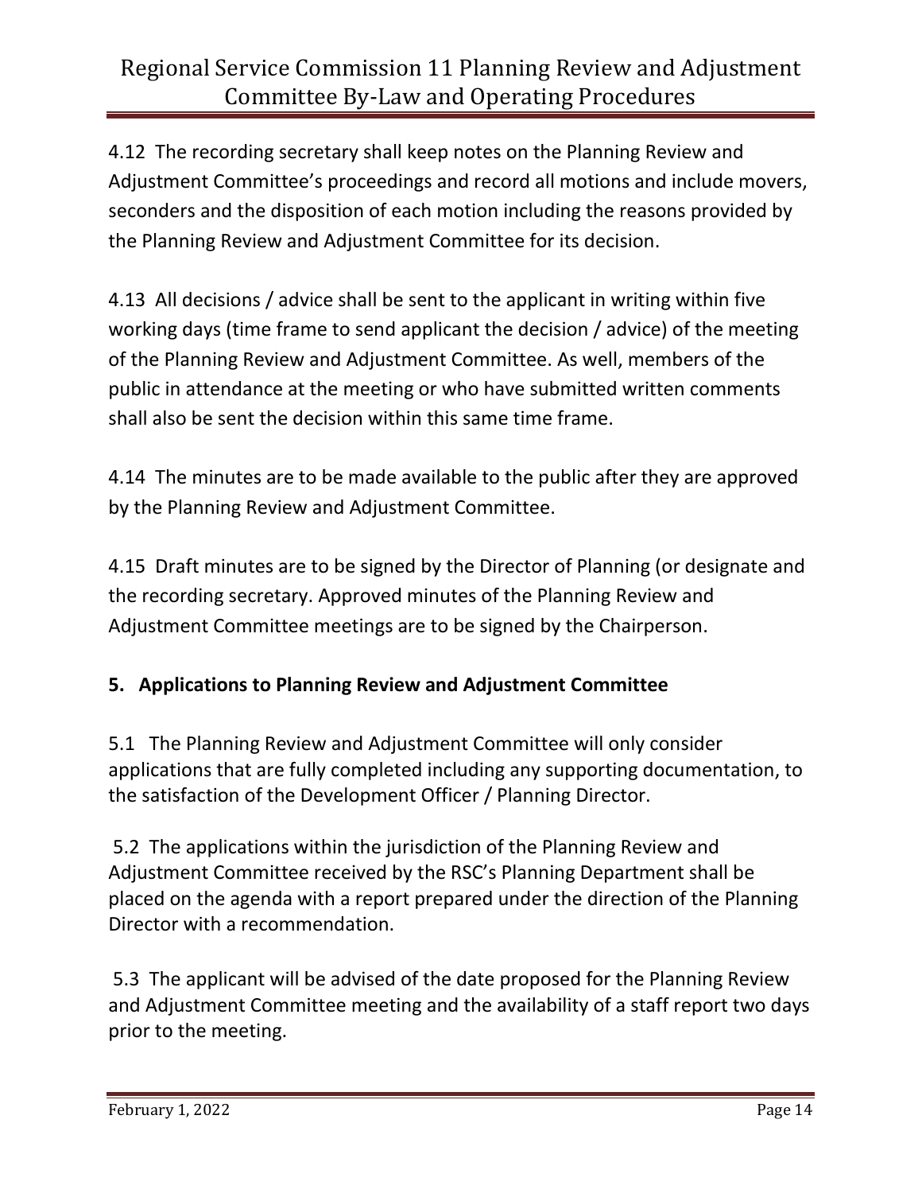4.12 The recording secretary shall keep notes on the Planning Review and Adjustment Committee's proceedings and record all motions and include movers, seconders and the disposition of each motion including the reasons provided by the Planning Review and Adjustment Committee for its decision.

4.13 All decisions / advice shall be sent to the applicant in writing within five working days (time frame to send applicant the decision / advice) of the meeting of the Planning Review and Adjustment Committee. As well, members of the public in attendance at the meeting or who have submitted written comments shall also be sent the decision within this same time frame.

4.14 The minutes are to be made available to the public after they are approved by the Planning Review and Adjustment Committee.

4.15 Draft minutes are to be signed by the Director of Planning (or designate and the recording secretary. Approved minutes of the Planning Review and Adjustment Committee meetings are to be signed by the Chairperson.

## 5. Applications to Planning Review and Adjustment Committee

5.1 The Planning Review and Adjustment Committee will only consider applications that are fully completed including any supporting documentation, to the satisfaction of the Development Officer / Planning Director.

5.2 The applications within the jurisdiction of the Planning Review and Adjustment Committee received by the RSC's Planning Department shall be placed on the agenda with a report prepared under the direction of the Planning Director with a recommendation.

5.3 The applicant will be advised of the date proposed for the Planning Review and Adjustment Committee meeting and the availability of a staff report two days prior to the meeting.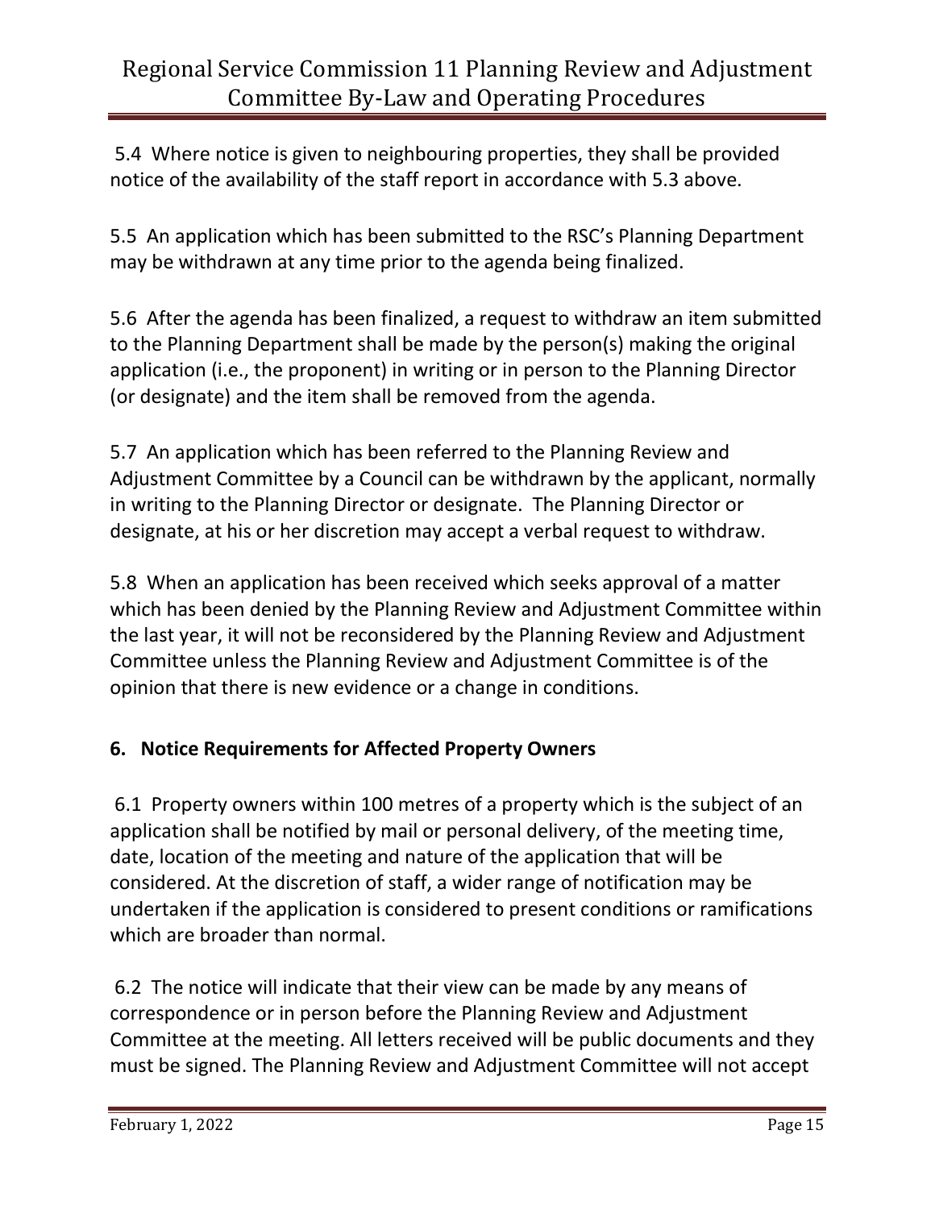5.4 Where notice is given to neighbouring properties, they shall be provided notice of the availability of the staff report in accordance with 5.3 above.

5.5 An application which has been submitted to the RSC's Planning Department may be withdrawn at any time prior to the agenda being finalized.

5.6 After the agenda has been finalized, a request to withdraw an item submitted to the Planning Department shall be made by the person(s) making the original application (i.e., the proponent) in writing or in person to the Planning Director (or designate) and the item shall be removed from the agenda.

5.7 An application which has been referred to the Planning Review and Adjustment Committee by a Council can be withdrawn by the applicant, normally in writing to the Planning Director or designate. The Planning Director or designate, at his or her discretion may accept a verbal request to withdraw.

5.8 When an application has been received which seeks approval of a matter which has been denied by the Planning Review and Adjustment Committee within the last year, it will not be reconsidered by the Planning Review and Adjustment Committee unless the Planning Review and Adjustment Committee is of the opinion that there is new evidence or a change in conditions.

## 6. Notice Requirements for Affected Property Owners

6.1 Property owners within 100 metres of a property which is the subject of an application shall be notified by mail or personal delivery, of the meeting time, date, location of the meeting and nature of the application that will be considered. At the discretion of staff, a wider range of notification may be undertaken if the application is considered to present conditions or ramifications which are broader than normal.

6.2 The notice will indicate that their view can be made by any means of correspondence or in person before the Planning Review and Adjustment Committee at the meeting. All letters received will be public documents and they must be signed. The Planning Review and Adjustment Committee will not accept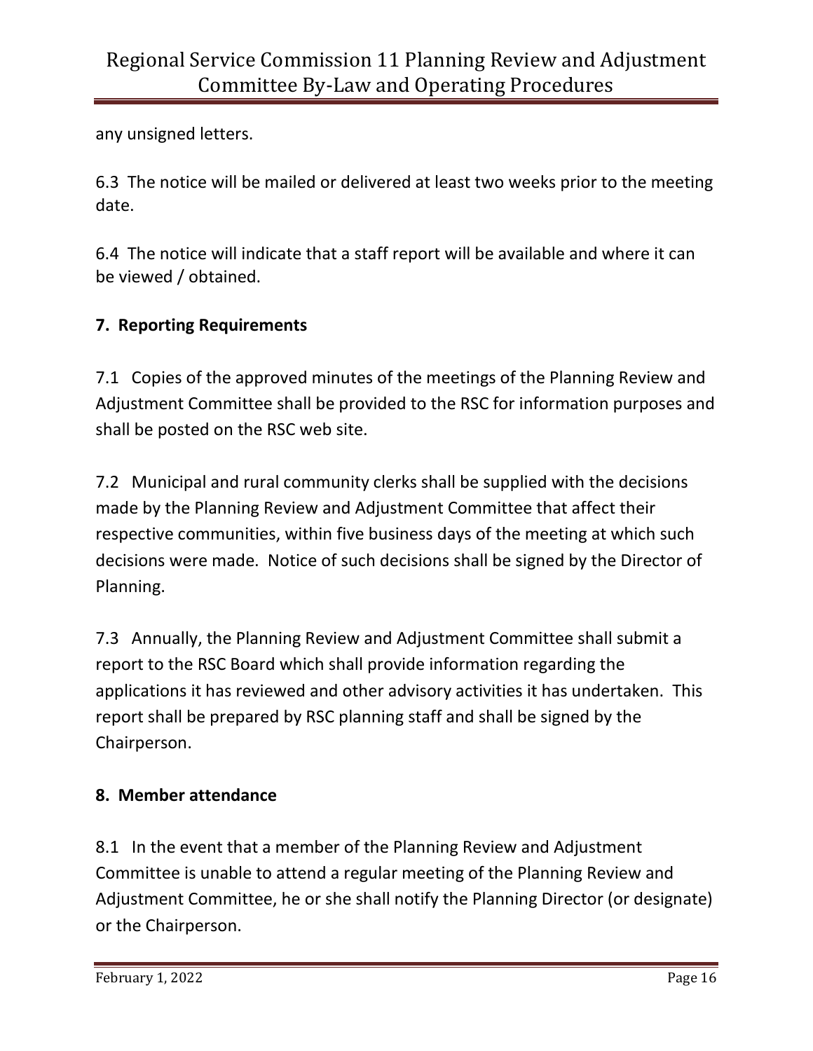any unsigned letters.

6.3 The notice will be mailed or delivered at least two weeks prior to the meeting date.

6.4 The notice will indicate that a staff report will be available and where it can be viewed / obtained.

## 7. Reporting Requirements

7.1 Copies of the approved minutes of the meetings of the Planning Review and Adjustment Committee shall be provided to the RSC for information purposes and shall be posted on the RSC web site.

7.2 Municipal and rural community clerks shall be supplied with the decisions made by the Planning Review and Adjustment Committee that affect their respective communities, within five business days of the meeting at which such decisions were made. Notice of such decisions shall be signed by the Director of Planning.

7.3 Annually, the Planning Review and Adjustment Committee shall submit a report to the RSC Board which shall provide information regarding the applications it has reviewed and other advisory activities it has undertaken. This report shall be prepared by RSC planning staff and shall be signed by the Chairperson.

## 8. Member attendance

8.1 In the event that a member of the Planning Review and Adjustment Committee is unable to attend a regular meeting of the Planning Review and Adjustment Committee, he or she shall notify the Planning Director (or designate) or the Chairperson.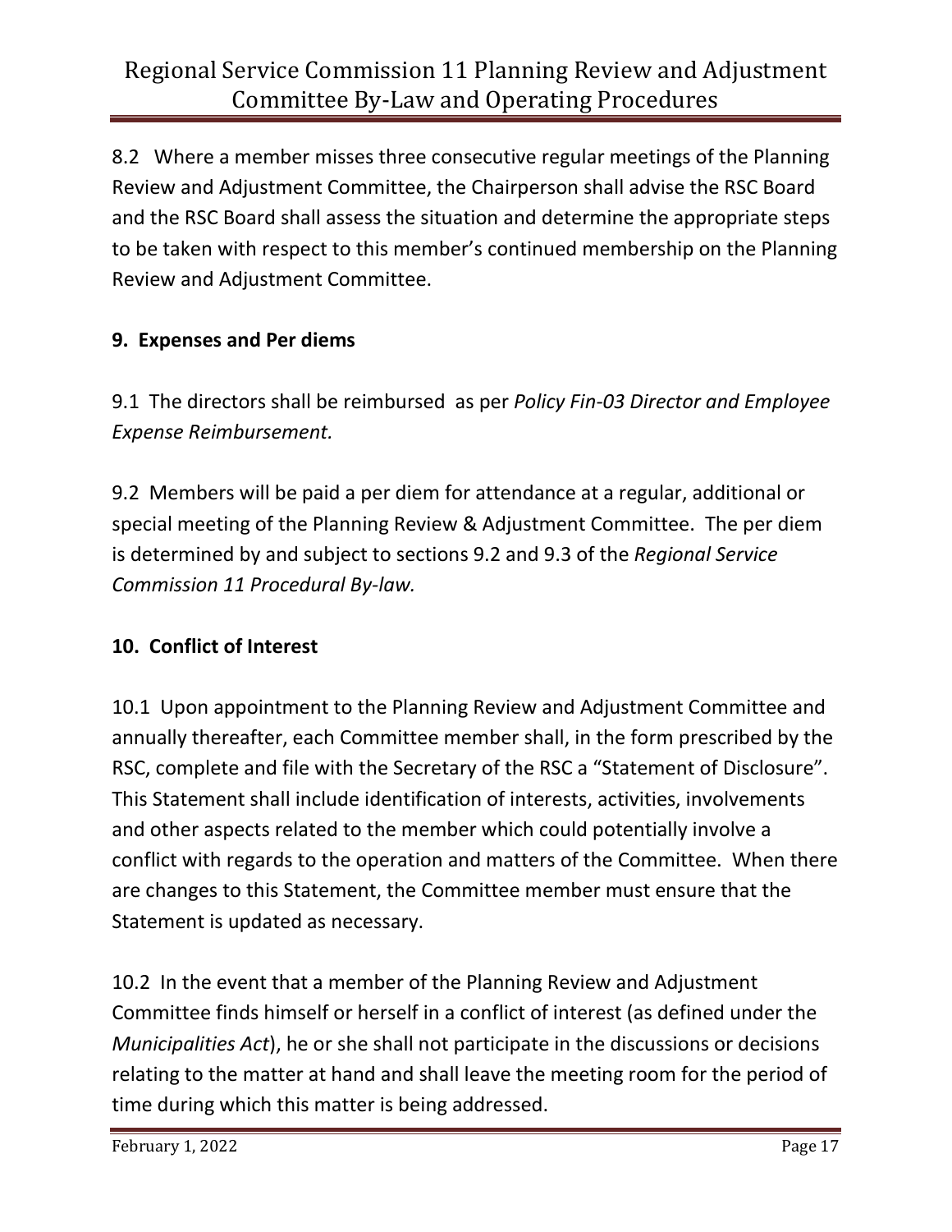8.2 Where a member misses three consecutive regular meetings of the Planning Review and Adjustment Committee, the Chairperson shall advise the RSC Board and the RSC Board shall assess the situation and determine the appropriate steps to be taken with respect to this member's continued membership on the Planning Review and Adjustment Committee.

## 9. Expenses and Per diems

9.1 The directors shall be reimbursed as per *Policy Fin-03 Director and Employee Expense Reimbursement.*

9.2 Members will be paid a per diem for attendance at a regular, additional or special meeting of the Planning Review & Adjustment Committee. The per diem is determined by and subject to sections 9.2 and 9.3 of the *Regional Service Commission 11 Procedural By-law.*

## 10. Conflict of Interest

10.1 Upon appointment to the Planning Review and Adjustment Committee and annually thereafter, each Committee member shall, in the form prescribed by the RSC, complete and file with the Secretary of the RSC a "Statement of Disclosure". This Statement shall include identification of interests, activities, involvements and other aspects related to the member which could potentially involve a conflict with regards to the operation and matters of the Committee. When there are changes to this Statement, the Committee member must ensure that the Statement is updated as necessary.

10.2 In the event that a member of the Planning Review and Adjustment Committee finds himself or herself in a conflict of interest (as defined under the *Municipalities Act*), he or she shall not participate in the discussions or decisions relating to the matter at hand and shall leave the meeting room for the period of time during which this matter is being addressed.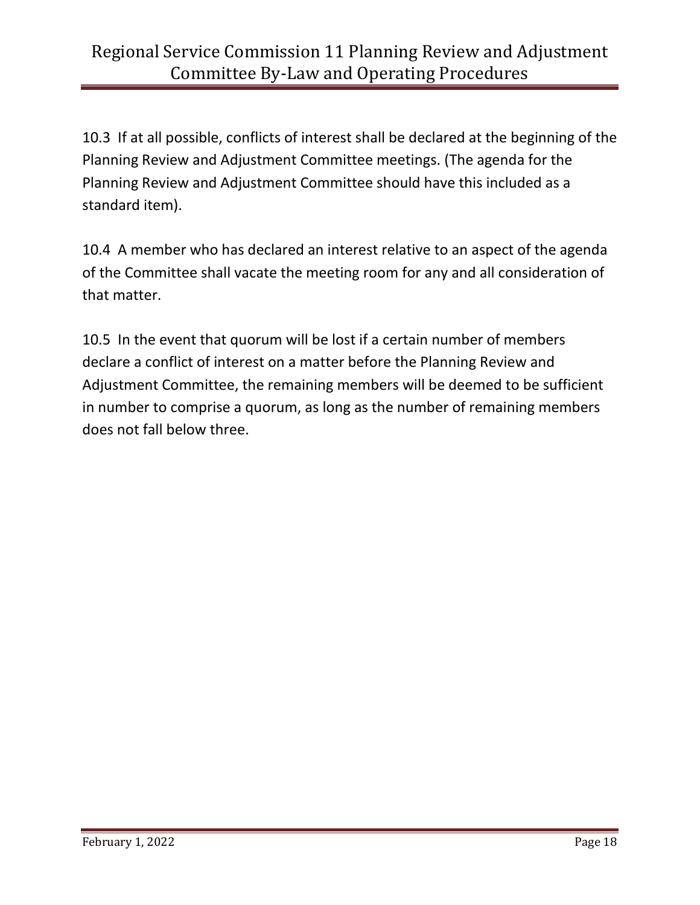10.3 If at all possible, conflicts of interest shall be declared at the beginning of the Planning Review and Adjustment Committee meetings. (The agenda for the Planning Review and Adjustment Committee should have this included as a standard item).

10.4 A member who has declared an interest relative to an aspect of the agenda of the Committee shall vacate the meeting room for any and all consideration of that matter.

10.5 In the event that quorum will be lost if a certain number of members declare a conflict of interest on a matter before the Planning Review and Adjustment Committee, the remaining members will be deemed to be sufficient in number to comprise a quorum, as long as the number of remaining members does not fall below three.